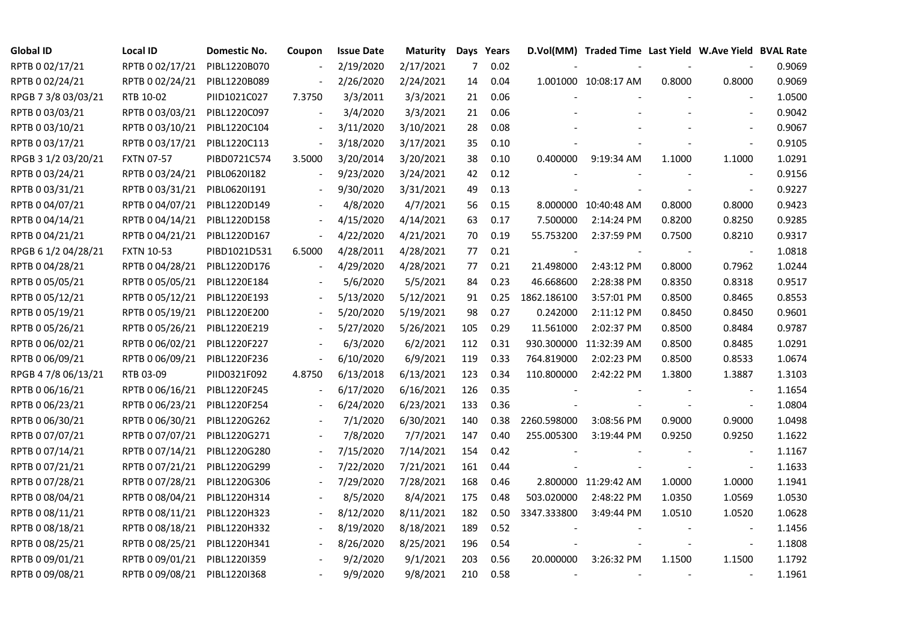| Global ID | Local ID | Domestic No. | Coupon | Issue Date | Maturity | Days | Years | D.Vol(MM) | Traded Time | Last Yield | W.Ave Yield | BVAL Rate |
|---|---|---|---|---|---|---|---|---|---|---|---|---|
| RPTB 0 02/17/21 | RPTB 0 02/17/21 | PIBL1220B070 | - | 2/19/2020 | 2/17/2021 | 7 | 0.02 | - | - | - | - | 0.9069 |
| RPTB 0 02/24/21 | RPTB 0 02/24/21 | PIBL1220B089 | - | 2/26/2020 | 2/24/2021 | 14 | 0.04 | 1.001000 | 10:08:17 AM | 0.8000 | 0.8000 | 0.9069 |
| RPGB 7 3/8 03/03/21 | RTB 10-02 | PIID1021C027 | 7.3750 | 3/3/2011 | 3/3/2021 | 21 | 0.06 | - | - | - | - | 1.0500 |
| RPTB 0 03/03/21 | RPTB 0 03/03/21 | PIBL1220C097 | - | 3/4/2020 | 3/3/2021 | 21 | 0.06 | - | - | - | - | 0.9042 |
| RPTB 0 03/10/21 | RPTB 0 03/10/21 | PIBL1220C104 | - | 3/11/2020 | 3/10/2021 | 28 | 0.08 | - | - | - | - | 0.9067 |
| RPTB 0 03/17/21 | RPTB 0 03/17/21 | PIBL1220C113 | - | 3/18/2020 | 3/17/2021 | 35 | 0.10 | - | - | - | - | 0.9105 |
| RPGB 3 1/2 03/20/21 | FXTN 07-57 | PIBD0721C574 | 3.5000 | 3/20/2014 | 3/20/2021 | 38 | 0.10 | 0.400000 | 9:19:34 AM | 1.1000 | 1.1000 | 1.0291 |
| RPTB 0 03/24/21 | RPTB 0 03/24/21 | PIBL0620I182 | - | 9/23/2020 | 3/24/2021 | 42 | 0.12 | - | - | - | - | 0.9156 |
| RPTB 0 03/31/21 | RPTB 0 03/31/21 | PIBL0620I191 | - | 9/30/2020 | 3/31/2021 | 49 | 0.13 | - | - | - | - | 0.9227 |
| RPTB 0 04/07/21 | RPTB 0 04/07/21 | PIBL1220D149 | - | 4/8/2020 | 4/7/2021 | 56 | 0.15 | 8.000000 | 10:40:48 AM | 0.8000 | 0.8000 | 0.9423 |
| RPTB 0 04/14/21 | RPTB 0 04/14/21 | PIBL1220D158 | - | 4/15/2020 | 4/14/2021 | 63 | 0.17 | 7.500000 | 2:14:24 PM | 0.8200 | 0.8250 | 0.9285 |
| RPTB 0 04/21/21 | RPTB 0 04/21/21 | PIBL1220D167 | - | 4/22/2020 | 4/21/2021 | 70 | 0.19 | 55.753200 | 2:37:59 PM | 0.7500 | 0.8210 | 0.9317 |
| RPGB 6 1/2 04/28/21 | FXTN 10-53 | PIBD1021D531 | 6.5000 | 4/28/2011 | 4/28/2021 | 77 | 0.21 | - | - | - | - | 1.0818 |
| RPTB 0 04/28/21 | RPTB 0 04/28/21 | PIBL1220D176 | - | 4/29/2020 | 4/28/2021 | 77 | 0.21 | 21.498000 | 2:43:12 PM | 0.8000 | 0.7962 | 1.0244 |
| RPTB 0 05/05/21 | RPTB 0 05/05/21 | PIBL1220E184 | - | 5/6/2020 | 5/5/2021 | 84 | 0.23 | 46.668600 | 2:28:38 PM | 0.8350 | 0.8318 | 0.9517 |
| RPTB 0 05/12/21 | RPTB 0 05/12/21 | PIBL1220E193 | - | 5/13/2020 | 5/12/2021 | 91 | 0.25 | 1862.186100 | 3:57:01 PM | 0.8500 | 0.8465 | 0.8553 |
| RPTB 0 05/19/21 | RPTB 0 05/19/21 | PIBL1220E200 | - | 5/20/2020 | 5/19/2021 | 98 | 0.27 | 0.242000 | 2:11:12 PM | 0.8450 | 0.8450 | 0.9601 |
| RPTB 0 05/26/21 | RPTB 0 05/26/21 | PIBL1220E219 | - | 5/27/2020 | 5/26/2021 | 105 | 0.29 | 11.561000 | 2:02:37 PM | 0.8500 | 0.8484 | 0.9787 |
| RPTB 0 06/02/21 | RPTB 0 06/02/21 | PIBL1220F227 | - | 6/3/2020 | 6/2/2021 | 112 | 0.31 | 930.300000 | 11:32:39 AM | 0.8500 | 0.8485 | 1.0291 |
| RPTB 0 06/09/21 | RPTB 0 06/09/21 | PIBL1220F236 | - | 6/10/2020 | 6/9/2021 | 119 | 0.33 | 764.819000 | 2:02:23 PM | 0.8500 | 0.8533 | 1.0674 |
| RPGB 4 7/8 06/13/21 | RTB 03-09 | PIID0321F092 | 4.8750 | 6/13/2018 | 6/13/2021 | 123 | 0.34 | 110.800000 | 2:42:22 PM | 1.3800 | 1.3887 | 1.3103 |
| RPTB 0 06/16/21 | RPTB 0 06/16/21 | PIBL1220F245 | - | 6/17/2020 | 6/16/2021 | 126 | 0.35 | - | - | - | - | 1.1654 |
| RPTB 0 06/23/21 | RPTB 0 06/23/21 | PIBL1220F254 | - | 6/24/2020 | 6/23/2021 | 133 | 0.36 | - | - | - | - | 1.0804 |
| RPTB 0 06/30/21 | RPTB 0 06/30/21 | PIBL1220G262 | - | 7/1/2020 | 6/30/2021 | 140 | 0.38 | 2260.598000 | 3:08:56 PM | 0.9000 | 0.9000 | 1.0498 |
| RPTB 0 07/07/21 | RPTB 0 07/07/21 | PIBL1220G271 | - | 7/8/2020 | 7/7/2021 | 147 | 0.40 | 255.005300 | 3:19:44 PM | 0.9250 | 0.9250 | 1.1622 |
| RPTB 0 07/14/21 | RPTB 0 07/14/21 | PIBL1220G280 | - | 7/15/2020 | 7/14/2021 | 154 | 0.42 | - | - | - | - | 1.1167 |
| RPTB 0 07/21/21 | RPTB 0 07/21/21 | PIBL1220G299 | - | 7/22/2020 | 7/21/2021 | 161 | 0.44 | - | - | - | - | 1.1633 |
| RPTB 0 07/28/21 | RPTB 0 07/28/21 | PIBL1220G306 | - | 7/29/2020 | 7/28/2021 | 168 | 0.46 | 2.800000 | 11:29:42 AM | 1.0000 | 1.0000 | 1.1941 |
| RPTB 0 08/04/21 | RPTB 0 08/04/21 | PIBL1220H314 | - | 8/5/2020 | 8/4/2021 | 175 | 0.48 | 503.020000 | 2:48:22 PM | 1.0350 | 1.0569 | 1.0530 |
| RPTB 0 08/11/21 | RPTB 0 08/11/21 | PIBL1220H323 | - | 8/12/2020 | 8/11/2021 | 182 | 0.50 | 3347.333800 | 3:49:44 PM | 1.0510 | 1.0520 | 1.0628 |
| RPTB 0 08/18/21 | RPTB 0 08/18/21 | PIBL1220H332 | - | 8/19/2020 | 8/18/2021 | 189 | 0.52 | - | - | - | - | 1.1456 |
| RPTB 0 08/25/21 | RPTB 0 08/25/21 | PIBL1220H341 | - | 8/26/2020 | 8/25/2021 | 196 | 0.54 | - | - | - | - | 1.1808 |
| RPTB 0 09/01/21 | RPTB 0 09/01/21 | PIBL1220I359 | - | 9/2/2020 | 9/1/2021 | 203 | 0.56 | 20.000000 | 3:26:32 PM | 1.1500 | 1.1500 | 1.1792 |
| RPTB 0 09/08/21 | RPTB 0 09/08/21 | PIBL1220I368 | - | 9/9/2020 | 9/8/2021 | 210 | 0.58 | - | - | - | - | 1.1961 |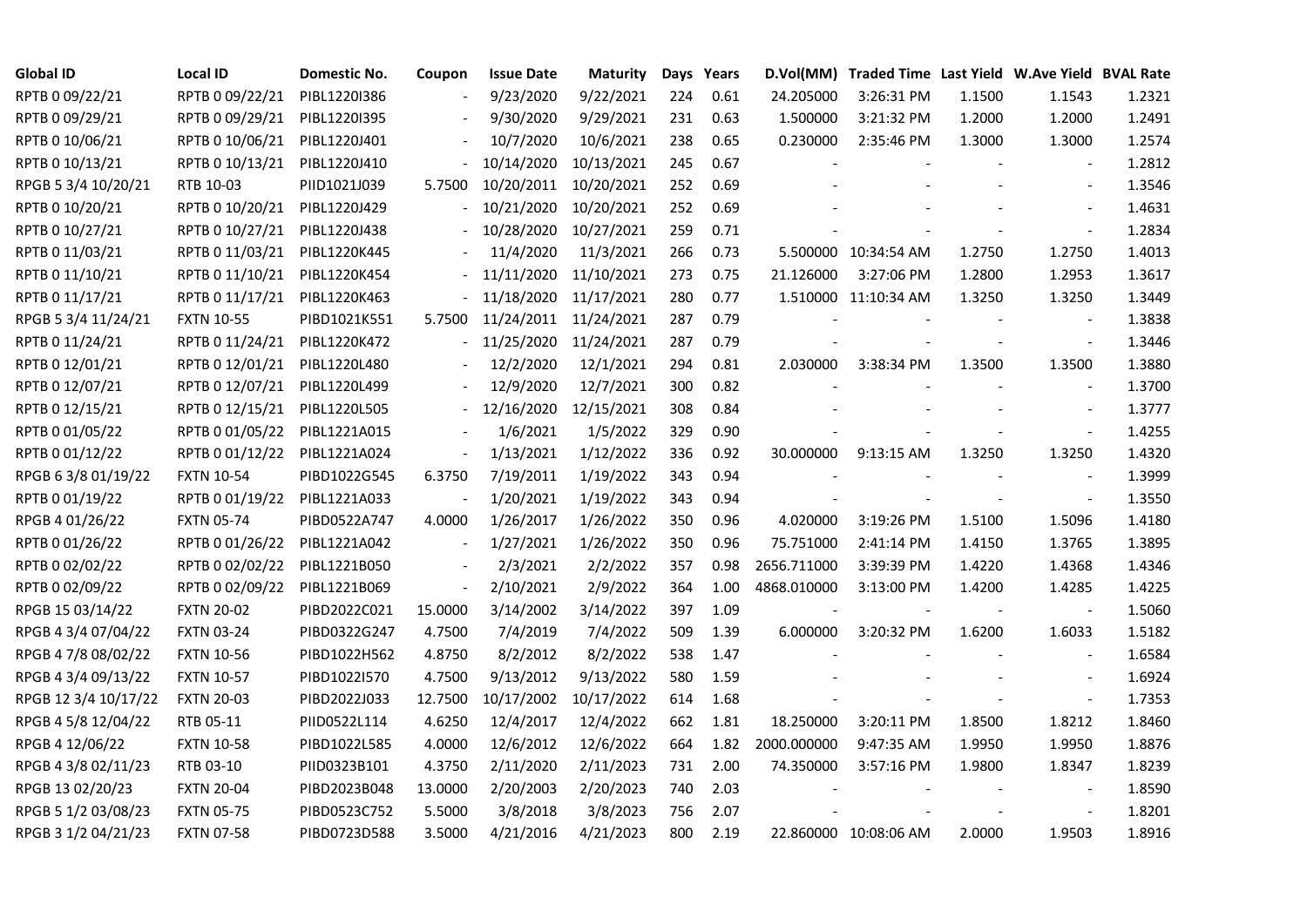| Global ID | Local ID | Domestic No. | Coupon | Issue Date | Maturity | Days | Years | D.Vol(MM) | Traded Time | Last Yield | W.Ave Yield | BVAL Rate |
|---|---|---|---|---|---|---|---|---|---|---|---|---|
| RPTB 0 09/22/21 | RPTB 0 09/22/21 | PIBL1220I386 | - | 9/23/2020 | 9/22/2021 | 224 | 0.61 | 24.205000 | 3:26:31 PM | 1.1500 | 1.1543 | 1.2321 |
| RPTB 0 09/29/21 | RPTB 0 09/29/21 | PIBL1220I395 | - | 9/30/2020 | 9/29/2021 | 231 | 0.63 | 1.500000 | 3:21:32 PM | 1.2000 | 1.2000 | 1.2491 |
| RPTB 0 10/06/21 | RPTB 0 10/06/21 | PIBL1220J401 | - | 10/7/2020 | 10/6/2021 | 238 | 0.65 | 0.230000 | 2:35:46 PM | 1.3000 | 1.3000 | 1.2574 |
| RPTB 0 10/13/21 | RPTB 0 10/13/21 | PIBL1220J410 | - | 10/14/2020 | 10/13/2021 | 245 | 0.67 | - | - | - | - | 1.2812 |
| RPGB 5 3/4 10/20/21 | RTB 10-03 | PIID1021J039 | 5.7500 | 10/20/2011 | 10/20/2021 | 252 | 0.69 | - | - | - | - | 1.3546 |
| RPTB 0 10/20/21 | RPTB 0 10/20/21 | PIBL1220J429 | - | 10/21/2020 | 10/20/2021 | 252 | 0.69 | - | - | - | - | 1.4631 |
| RPTB 0 10/27/21 | RPTB 0 10/27/21 | PIBL1220J438 | - | 10/28/2020 | 10/27/2021 | 259 | 0.71 | - | - | - | - | 1.2834 |
| RPTB 0 11/03/21 | RPTB 0 11/03/21 | PIBL1220K445 | - | 11/4/2020 | 11/3/2021 | 266 | 0.73 | 5.500000 | 10:34:54 AM | 1.2750 | 1.2750 | 1.4013 |
| RPTB 0 11/10/21 | RPTB 0 11/10/21 | PIBL1220K454 | - | 11/11/2020 | 11/10/2021 | 273 | 0.75 | 21.126000 | 3:27:06 PM | 1.2800 | 1.2953 | 1.3617 |
| RPTB 0 11/17/21 | RPTB 0 11/17/21 | PIBL1220K463 | - | 11/18/2020 | 11/17/2021 | 280 | 0.77 | 1.510000 | 11:10:34 AM | 1.3250 | 1.3250 | 1.3449 |
| RPGB 5 3/4 11/24/21 | FXTN 10-55 | PIBD1021K551 | 5.7500 | 11/24/2011 | 11/24/2021 | 287 | 0.79 | - | - | - | - | 1.3838 |
| RPTB 0 11/24/21 | RPTB 0 11/24/21 | PIBL1220K472 | - | 11/25/2020 | 11/24/2021 | 287 | 0.79 | - | - | - | - | 1.3446 |
| RPTB 0 12/01/21 | RPTB 0 12/01/21 | PIBL1220L480 | - | 12/2/2020 | 12/1/2021 | 294 | 0.81 | 2.030000 | 3:38:34 PM | 1.3500 | 1.3500 | 1.3880 |
| RPTB 0 12/07/21 | RPTB 0 12/07/21 | PIBL1220L499 | - | 12/9/2020 | 12/7/2021 | 300 | 0.82 | - | - | - | - | 1.3700 |
| RPTB 0 12/15/21 | RPTB 0 12/15/21 | PIBL1220L505 | - | 12/16/2020 | 12/15/2021 | 308 | 0.84 | - | - | - | - | 1.3777 |
| RPTB 0 01/05/22 | RPTB 0 01/05/22 | PIBL1221A015 | - | 1/6/2021 | 1/5/2022 | 329 | 0.90 | - | - | - | - | 1.4255 |
| RPTB 0 01/12/22 | RPTB 0 01/12/22 | PIBL1221A024 | - | 1/13/2021 | 1/12/2022 | 336 | 0.92 | 30.000000 | 9:13:15 AM | 1.3250 | 1.3250 | 1.4320 |
| RPGB 6 3/8 01/19/22 | FXTN 10-54 | PIBD1022G545 | 6.3750 | 7/19/2011 | 1/19/2022 | 343 | 0.94 | - | - | - | - | 1.3999 |
| RPTB 0 01/19/22 | RPTB 0 01/19/22 | PIBL1221A033 | - | 1/20/2021 | 1/19/2022 | 343 | 0.94 | - | - | - | - | 1.3550 |
| RPGB 4 01/26/22 | FXTN 05-74 | PIBD0522A747 | 4.0000 | 1/26/2017 | 1/26/2022 | 350 | 0.96 | 4.020000 | 3:19:26 PM | 1.5100 | 1.5096 | 1.4180 |
| RPTB 0 01/26/22 | RPTB 0 01/26/22 | PIBL1221A042 | - | 1/27/2021 | 1/26/2022 | 350 | 0.96 | 75.751000 | 2:41:14 PM | 1.4150 | 1.3765 | 1.3895 |
| RPTB 0 02/02/22 | RPTB 0 02/02/22 | PIBL1221B050 | - | 2/3/2021 | 2/2/2022 | 357 | 0.98 | 2656.711000 | 3:39:39 PM | 1.4220 | 1.4368 | 1.4346 |
| RPTB 0 02/09/22 | RPTB 0 02/09/22 | PIBL1221B069 | - | 2/10/2021 | 2/9/2022 | 364 | 1.00 | 4868.010000 | 3:13:00 PM | 1.4200 | 1.4285 | 1.4225 |
| RPGB 15 03/14/22 | FXTN 20-02 | PIBD2022C021 | 15.0000 | 3/14/2002 | 3/14/2022 | 397 | 1.09 | - | - | - | - | 1.5060 |
| RPGB 4 3/4 07/04/22 | FXTN 03-24 | PIBD0322G247 | 4.7500 | 7/4/2019 | 7/4/2022 | 509 | 1.39 | 6.000000 | 3:20:32 PM | 1.6200 | 1.6033 | 1.5182 |
| RPGB 4 7/8 08/02/22 | FXTN 10-56 | PIBD1022H562 | 4.8750 | 8/2/2012 | 8/2/2022 | 538 | 1.47 | - | - | - | - | 1.6584 |
| RPGB 4 3/4 09/13/22 | FXTN 10-57 | PIBD1022I570 | 4.7500 | 9/13/2012 | 9/13/2022 | 580 | 1.59 | - | - | - | - | 1.6924 |
| RPGB 12 3/4 10/17/22 | FXTN 20-03 | PIBD2022J033 | 12.7500 | 10/17/2002 | 10/17/2022 | 614 | 1.68 | - | - | - | - | 1.7353 |
| RPGB 4 5/8 12/04/22 | RTB 05-11 | PIID0522L114 | 4.6250 | 12/4/2017 | 12/4/2022 | 662 | 1.81 | 18.250000 | 3:20:11 PM | 1.8500 | 1.8212 | 1.8460 |
| RPGB 4 12/06/22 | FXTN 10-58 | PIBD1022L585 | 4.0000 | 12/6/2012 | 12/6/2022 | 664 | 1.82 | 2000.000000 | 9:47:35 AM | 1.9950 | 1.9950 | 1.8876 |
| RPGB 4 3/8 02/11/23 | RTB 03-10 | PIID0323B101 | 4.3750 | 2/11/2020 | 2/11/2023 | 731 | 2.00 | 74.350000 | 3:57:16 PM | 1.9800 | 1.8347 | 1.8239 |
| RPGB 13 02/20/23 | FXTN 20-04 | PIBD2023B048 | 13.0000 | 2/20/2003 | 2/20/2023 | 740 | 2.03 | - | - | - | - | 1.8590 |
| RPGB 5 1/2 03/08/23 | FXTN 05-75 | PIBD0523C752 | 5.5000 | 3/8/2018 | 3/8/2023 | 756 | 2.07 | - | - | - | - | 1.8201 |
| RPGB 3 1/2 04/21/23 | FXTN 07-58 | PIBD0723D588 | 3.5000 | 4/21/2016 | 4/21/2023 | 800 | 2.19 | 22.860000 | 10:08:06 AM | 2.0000 | 1.9503 | 1.8916 |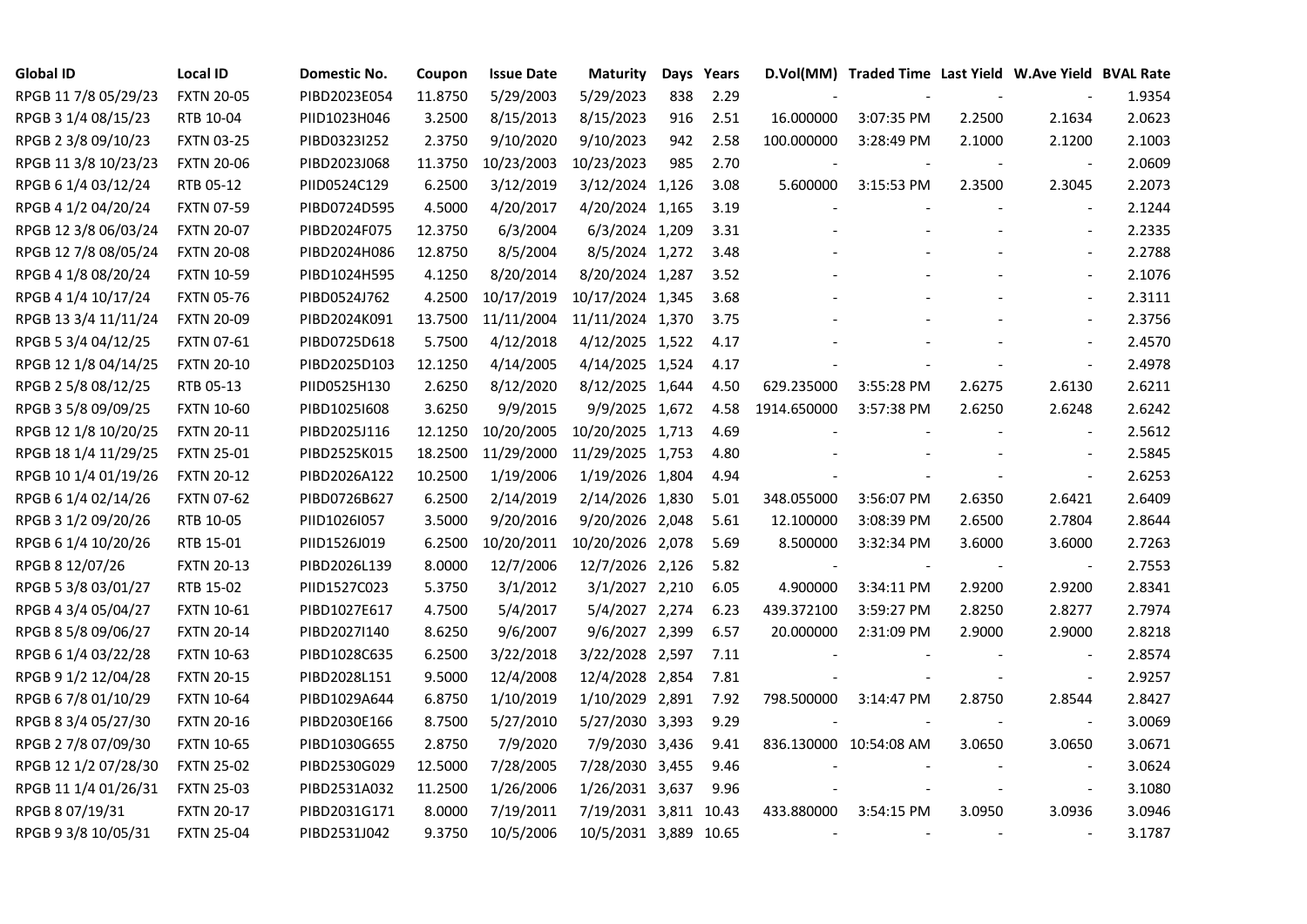| Global ID | Local ID | Domestic No. | Coupon | Issue Date | Maturity | Days | Years | D.Vol(MM) | Traded Time | Last Yield | W.Ave Yield | BVAL Rate |
|---|---|---|---|---|---|---|---|---|---|---|---|---|
| RPGB 11 7/8 05/29/23 | FXTN 20-05 | PIBD2023E054 | 11.8750 | 5/29/2003 | 5/29/2023 | 838 | 2.29 | - | - | - | - | 1.9354 |
| RPGB 3 1/4 08/15/23 | RTB 10-04 | PIID1023H046 | 3.2500 | 8/15/2013 | 8/15/2023 | 916 | 2.51 | 16.000000 | 3:07:35 PM | 2.2500 | 2.1634 | 2.0623 |
| RPGB 2 3/8 09/10/23 | FXTN 03-25 | PIBD0323I252 | 2.3750 | 9/10/2020 | 9/10/2023 | 942 | 2.58 | 100.000000 | 3:28:49 PM | 2.1000 | 2.1200 | 2.1003 |
| RPGB 11 3/8 10/23/23 | FXTN 20-06 | PIBD2023J068 | 11.3750 | 10/23/2003 | 10/23/2023 | 985 | 2.70 | - | - | - | - | 2.0609 |
| RPGB 6 1/4 03/12/24 | RTB 05-12 | PIID0524C129 | 6.2500 | 3/12/2019 | 3/12/2024 | 1,126 | 3.08 | 5.600000 | 3:15:53 PM | 2.3500 | 2.3045 | 2.2073 |
| RPGB 4 1/2 04/20/24 | FXTN 07-59 | PIBD0724D595 | 4.5000 | 4/20/2017 | 4/20/2024 | 1,165 | 3.19 | - | - | - | - | 2.1244 |
| RPGB 12 3/8 06/03/24 | FXTN 20-07 | PIBD2024F075 | 12.3750 | 6/3/2004 | 6/3/2024 | 1,209 | 3.31 | - | - | - | - | 2.2335 |
| RPGB 12 7/8 08/05/24 | FXTN 20-08 | PIBD2024H086 | 12.8750 | 8/5/2004 | 8/5/2024 | 1,272 | 3.48 | - | - | - | - | 2.2788 |
| RPGB 4 1/8 08/20/24 | FXTN 10-59 | PIBD1024H595 | 4.1250 | 8/20/2014 | 8/20/2024 | 1,287 | 3.52 | - | - | - | - | 2.1076 |
| RPGB 4 1/4 10/17/24 | FXTN 05-76 | PIBD0524J762 | 4.2500 | 10/17/2019 | 10/17/2024 | 1,345 | 3.68 | - | - | - | - | 2.3111 |
| RPGB 13 3/4 11/11/24 | FXTN 20-09 | PIBD2024K091 | 13.7500 | 11/11/2004 | 11/11/2024 | 1,370 | 3.75 | - | - | - | - | 2.3756 |
| RPGB 5 3/4 04/12/25 | FXTN 07-61 | PIBD0725D618 | 5.7500 | 4/12/2018 | 4/12/2025 | 1,522 | 4.17 | - | - | - | - | 2.4570 |
| RPGB 12 1/8 04/14/25 | FXTN 20-10 | PIBD2025D103 | 12.1250 | 4/14/2005 | 4/14/2025 | 1,524 | 4.17 | - | - | - | - | 2.4978 |
| RPGB 2 5/8 08/12/25 | RTB 05-13 | PIID0525H130 | 2.6250 | 8/12/2020 | 8/12/2025 | 1,644 | 4.50 | 629.235000 | 3:55:28 PM | 2.6275 | 2.6130 | 2.6211 |
| RPGB 3 5/8 09/09/25 | FXTN 10-60 | PIBD1025I608 | 3.6250 | 9/9/2015 | 9/9/2025 | 1,672 | 4.58 | 1914.650000 | 3:57:38 PM | 2.6250 | 2.6248 | 2.6242 |
| RPGB 12 1/8 10/20/25 | FXTN 20-11 | PIBD2025J116 | 12.1250 | 10/20/2005 | 10/20/2025 | 1,713 | 4.69 | - | - | - | - | 2.5612 |
| RPGB 18 1/4 11/29/25 | FXTN 25-01 | PIBD2525K015 | 18.2500 | 11/29/2000 | 11/29/2025 | 1,753 | 4.80 | - | - | - | - | 2.5845 |
| RPGB 10 1/4 01/19/26 | FXTN 20-12 | PIBD2026A122 | 10.2500 | 1/19/2006 | 1/19/2026 | 1,804 | 4.94 | - | - | - | - | 2.6253 |
| RPGB 6 1/4 02/14/26 | FXTN 07-62 | PIBD0726B627 | 6.2500 | 2/14/2019 | 2/14/2026 | 1,830 | 5.01 | 348.055000 | 3:56:07 PM | 2.6350 | 2.6421 | 2.6409 |
| RPGB 3 1/2 09/20/26 | RTB 10-05 | PIID1026I057 | 3.5000 | 9/20/2016 | 9/20/2026 | 2,048 | 5.61 | 12.100000 | 3:08:39 PM | 2.6500 | 2.7804 | 2.8644 |
| RPGB 6 1/4 10/20/26 | RTB 15-01 | PIID1526J019 | 6.2500 | 10/20/2011 | 10/20/2026 | 2,078 | 5.69 | 8.500000 | 3:32:34 PM | 3.6000 | 3.6000 | 2.7263 |
| RPGB 8 12/07/26 | FXTN 20-13 | PIBD2026L139 | 8.0000 | 12/7/2006 | 12/7/2026 | 2,126 | 5.82 | - | - | - | - | 2.7553 |
| RPGB 5 3/8 03/01/27 | RTB 15-02 | PIID1527C023 | 5.3750 | 3/1/2012 | 3/1/2027 | 2,210 | 6.05 | 4.900000 | 3:34:11 PM | 2.9200 | 2.9200 | 2.8341 |
| RPGB 4 3/4 05/04/27 | FXTN 10-61 | PIBD1027E617 | 4.7500 | 5/4/2017 | 5/4/2027 | 2,274 | 6.23 | 439.372100 | 3:59:27 PM | 2.8250 | 2.8277 | 2.7974 |
| RPGB 8 5/8 09/06/27 | FXTN 20-14 | PIBD2027I140 | 8.6250 | 9/6/2007 | 9/6/2027 | 2,399 | 6.57 | 20.000000 | 2:31:09 PM | 2.9000 | 2.9000 | 2.8218 |
| RPGB 6 1/4 03/22/28 | FXTN 10-63 | PIBD1028C635 | 6.2500 | 3/22/2018 | 3/22/2028 | 2,597 | 7.11 | - | - | - | - | 2.8574 |
| RPGB 9 1/2 12/04/28 | FXTN 20-15 | PIBD2028L151 | 9.5000 | 12/4/2008 | 12/4/2028 | 2,854 | 7.81 | - | - | - | - | 2.9257 |
| RPGB 6 7/8 01/10/29 | FXTN 10-64 | PIBD1029A644 | 6.8750 | 1/10/2019 | 1/10/2029 | 2,891 | 7.92 | 798.500000 | 3:14:47 PM | 2.8750 | 2.8544 | 2.8427 |
| RPGB 8 3/4 05/27/30 | FXTN 20-16 | PIBD2030E166 | 8.7500 | 5/27/2010 | 5/27/2030 | 3,393 | 9.29 | - | - | - | - | 3.0069 |
| RPGB 2 7/8 07/09/30 | FXTN 10-65 | PIBD1030G655 | 2.8750 | 7/9/2020 | 7/9/2030 | 3,436 | 9.41 | 836.130000 | 10:54:08 AM | 3.0650 | 3.0650 | 3.0671 |
| RPGB 12 1/2 07/28/30 | FXTN 25-02 | PIBD2530G029 | 12.5000 | 7/28/2005 | 7/28/2030 | 3,455 | 9.46 | - | - | - | - | 3.0624 |
| RPGB 11 1/4 01/26/31 | FXTN 25-03 | PIBD2531A032 | 11.2500 | 1/26/2006 | 1/26/2031 | 3,637 | 9.96 | - | - | - | - | 3.1080 |
| RPGB 8 07/19/31 | FXTN 20-17 | PIBD2031G171 | 8.0000 | 7/19/2011 | 7/19/2031 | 3,811 | 10.43 | 433.880000 | 3:54:15 PM | 3.0950 | 3.0936 | 3.0946 |
| RPGB 9 3/8 10/05/31 | FXTN 25-04 | PIBD2531J042 | 9.3750 | 10/5/2006 | 10/5/2031 | 3,889 | 10.65 | - | - | - | - | 3.1787 |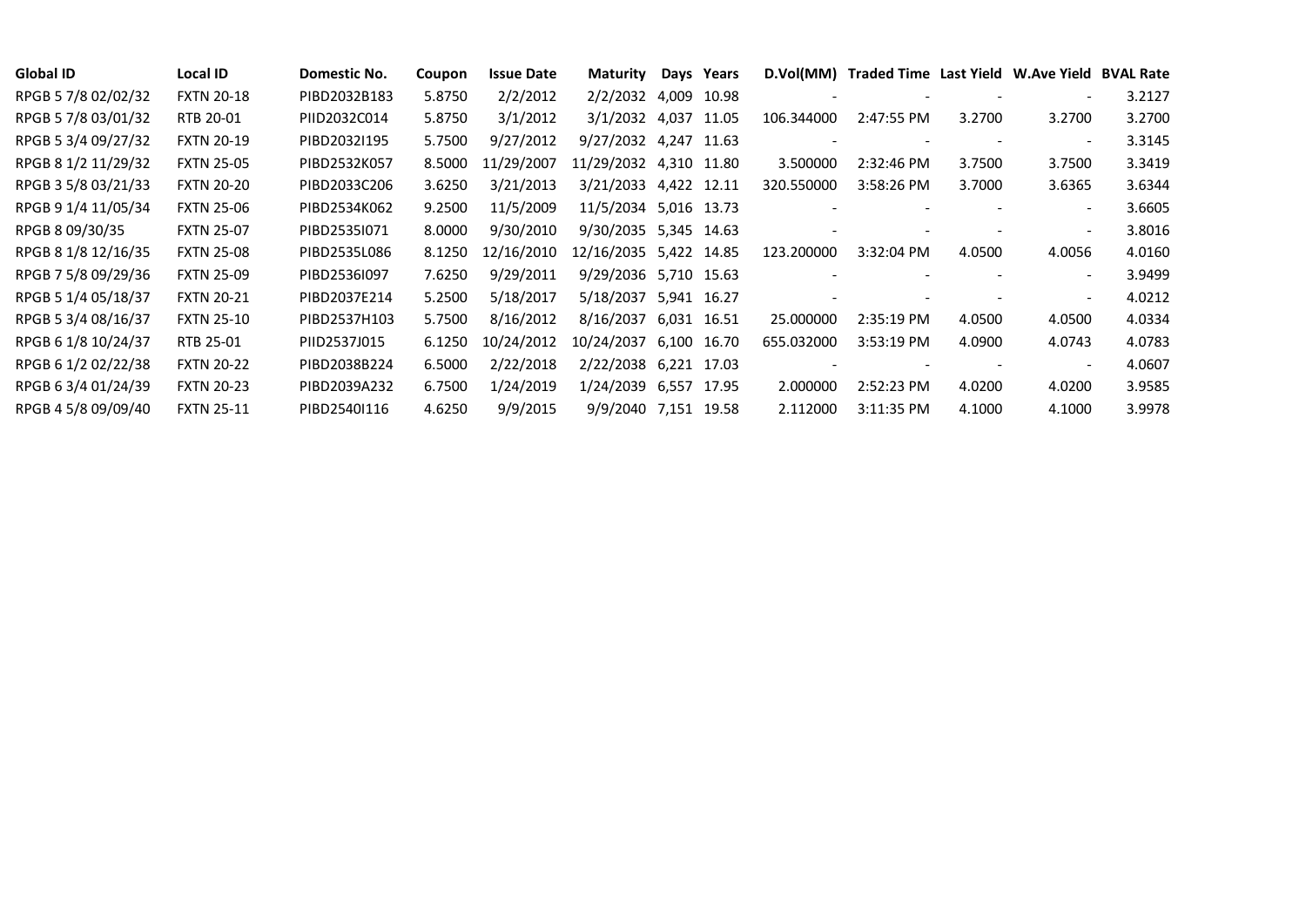| Global ID | Local ID | Domestic No. | Coupon | Issue Date | Maturity | Days | Years | D.Vol(MM) | Traded Time | Last Yield | W.Ave Yield | BVAL Rate |
|---|---|---|---|---|---|---|---|---|---|---|---|---|
| RPGB 5 7/8 02/02/32 | FXTN 20-18 | PIBD2032B183 | 5.8750 | 2/2/2012 | 2/2/2032 | 4,009 | 10.98 | - | - | - | - | 3.2127 |
| RPGB 5 7/8 03/01/32 | RTB 20-01 | PIID2032C014 | 5.8750 | 3/1/2012 | 3/1/2032 | 4,037 | 11.05 | 106.344000 | 2:47:55 PM | 3.2700 | 3.2700 | 3.2700 |
| RPGB 5 3/4 09/27/32 | FXTN 20-19 | PIBD2032I195 | 5.7500 | 9/27/2012 | 9/27/2032 | 4,247 | 11.63 | - | - | - | - | 3.3145 |
| RPGB 8 1/2 11/29/32 | FXTN 25-05 | PIBD2532K057 | 8.5000 | 11/29/2007 | 11/29/2032 | 4,310 | 11.80 | 3.500000 | 2:32:46 PM | 3.7500 | 3.7500 | 3.3419 |
| RPGB 3 5/8 03/21/33 | FXTN 20-20 | PIBD2033C206 | 3.6250 | 3/21/2013 | 3/21/2033 | 4,422 | 12.11 | 320.550000 | 3:58:26 PM | 3.7000 | 3.6365 | 3.6344 |
| RPGB 9 1/4 11/05/34 | FXTN 25-06 | PIBD2534K062 | 9.2500 | 11/5/2009 | 11/5/2034 | 5,016 | 13.73 | - | - | - | - | 3.6605 |
| RPGB 8 09/30/35 | FXTN 25-07 | PIBD2535I071 | 8.0000 | 9/30/2010 | 9/30/2035 | 5,345 | 14.63 | - | - | - | - | 3.8016 |
| RPGB 8 1/8 12/16/35 | FXTN 25-08 | PIBD2535L086 | 8.1250 | 12/16/2010 | 12/16/2035 | 5,422 | 14.85 | 123.200000 | 3:32:04 PM | 4.0500 | 4.0056 | 4.0160 |
| RPGB 7 5/8 09/29/36 | FXTN 25-09 | PIBD2536I097 | 7.6250 | 9/29/2011 | 9/29/2036 | 5,710 | 15.63 | - | - | - | - | 3.9499 |
| RPGB 5 1/4 05/18/37 | FXTN 20-21 | PIBD2037E214 | 5.2500 | 5/18/2017 | 5/18/2037 | 5,941 | 16.27 | - | - | - | - | 4.0212 |
| RPGB 5 3/4 08/16/37 | FXTN 25-10 | PIBD2537H103 | 5.7500 | 8/16/2012 | 8/16/2037 | 6,031 | 16.51 | 25.000000 | 2:35:19 PM | 4.0500 | 4.0500 | 4.0334 |
| RPGB 6 1/8 10/24/37 | RTB 25-01 | PIID2537J015 | 6.1250 | 10/24/2012 | 10/24/2037 | 6,100 | 16.70 | 655.032000 | 3:53:19 PM | 4.0900 | 4.0743 | 4.0783 |
| RPGB 6 1/2 02/22/38 | FXTN 20-22 | PIBD2038B224 | 6.5000 | 2/22/2018 | 2/22/2038 | 6,221 | 17.03 | - | - | - | - | 4.0607 |
| RPGB 6 3/4 01/24/39 | FXTN 20-23 | PIBD2039A232 | 6.7500 | 1/24/2019 | 1/24/2039 | 6,557 | 17.95 | 2.000000 | 2:52:23 PM | 4.0200 | 4.0200 | 3.9585 |
| RPGB 4 5/8 09/09/40 | FXTN 25-11 | PIBD2540I116 | 4.6250 | 9/9/2015 | 9/9/2040 | 7,151 | 19.58 | 2.112000 | 3:11:35 PM | 4.1000 | 4.1000 | 3.9978 |